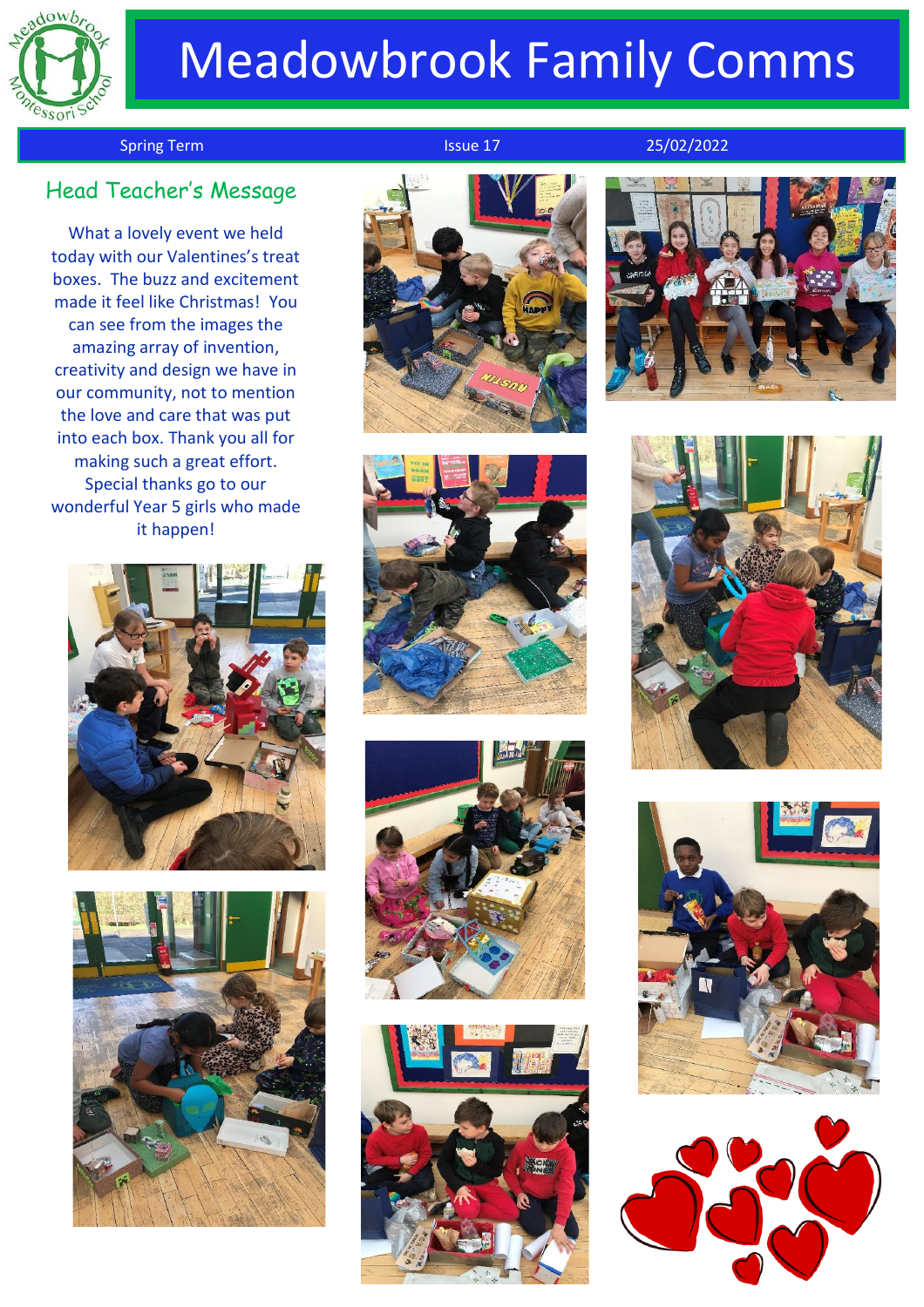# Meadowbrook Family Comms

Spring Term | Issue 17 | 25/02/2022

## Head Teacher's Message

What a lovely event we held today with our Valentines's treat boxes. The buzz and excitement made it feel like Christmas! You can see from the images the amazing array of invention, creativity and design we have in our community, not to mention the love and care that was put into each box. Thank you all for making such a great effort. Special thanks go to our wonderful Year 5 girls who made it happen!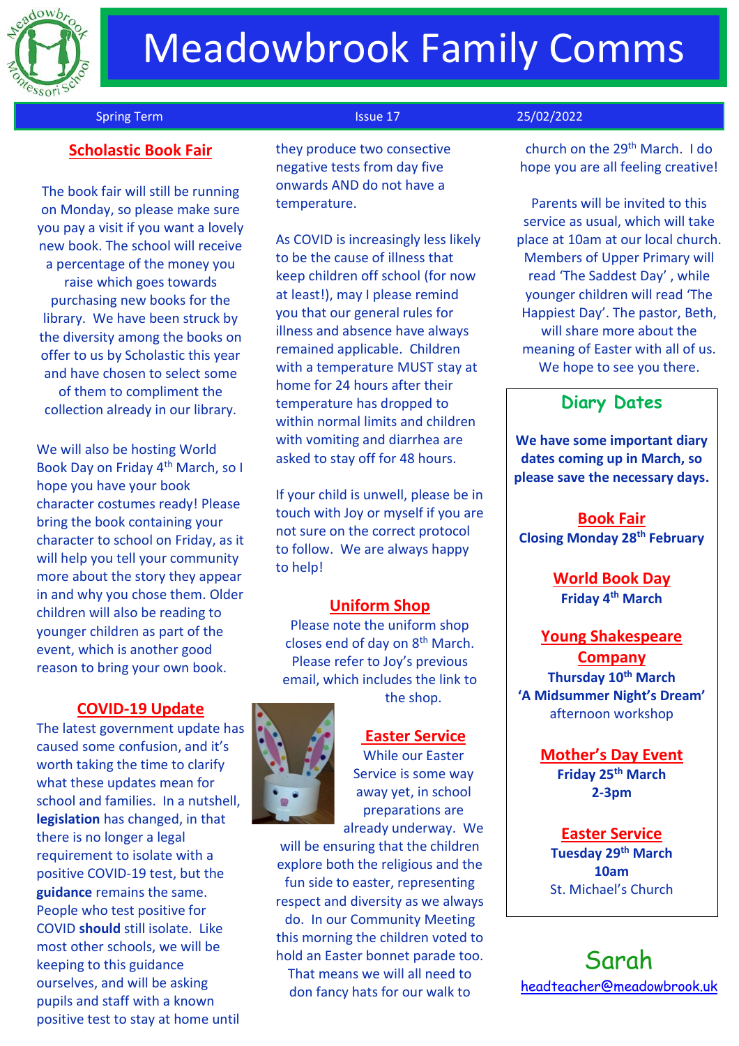# Meadowbrook Family Comms

Spring Term | Issue 17 | 25/02/2022

## Scholastic Book Fair

The book fair will still be running on Monday, so please make sure you pay a visit if you want a lovely new book. The school will receive a percentage of the money you raise which goes towards purchasing new books for the library. We have been struck by the diversity among the books on offer to us by Scholastic this year and have chosen to select some of them to compliment the collection already in our library.

We will also be hosting World Book Day on Friday 4th March, so I hope you have your book character costumes ready! Please bring the book containing your character to school on Friday, as it will help you tell your community more about the story they appear in and why you chose them. Older children will also be reading to younger children as part of the event, which is another good reason to bring your own book.

## COVID-19 Update

The latest government update has caused some confusion, and it's worth taking the time to clarify what these updates mean for school and families. In a nutshell, **legislation** has changed, in that there is no longer a legal requirement to isolate with a positive COVID-19 test, but the **guidance** remains the same. People who test positive for COVID **should** still isolate. Like most other schools, we will be keeping to this guidance ourselves, and will be asking pupils and staff with a known positive test to stay at home until they produce two consective negative tests from day five onwards AND do not have a temperature.

As COVID is increasingly less likely to be the cause of illness that keep children off school (for now at least!), may I please remind you that our general rules for illness and absence have always remained applicable. Children with a temperature MUST stay at home for 24 hours after their temperature has dropped to within normal limits and children with vomiting and diarrhea are asked to stay off for 48 hours.

If your child is unwell, please be in touch with Joy or myself if you are not sure on the correct protocol to follow. We are always happy to help!

## Uniform Shop

Please note the uniform shop closes end of day on 8th March. Please refer to Joy's previous email, which includes the link to the shop.

## Easter Service

While our Easter Service is some way away yet, in school preparations are already underway. We will be ensuring that the children explore both the religious and the fun side to easter, representing respect and diversity as we always do. In our Community Meeting this morning the children voted to hold an Easter bonnet parade too. That means we will all need to don fancy hats for our walk to church on the 29th March. I do hope you are all feeling creative!

Parents will be invited to this service as usual, which will take place at 10am at our local church. Members of Upper Primary will read 'The Saddest Day' , while younger children will read 'The Happiest Day'. The pastor, Beth, will share more about the meaning of Easter with all of us. We hope to see you there.

## Diary Dates

**We have some important diary dates coming up in March, so please save the necessary days.**

**Book Fair**
**Closing Monday 28th February**

**World Book Day**
**Friday 4th March**

**Young Shakespeare Company**
**Thursday 10th March**
**'A Midsummer Night's Dream'**
afternoon workshop

**Mother's Day Event**
**Friday 25th March**
**2-3pm**

**Easter Service**
**Tuesday 29th March**
**10am**
St. Michael's Church

Sarah
headteacher@meadowbrook.uk